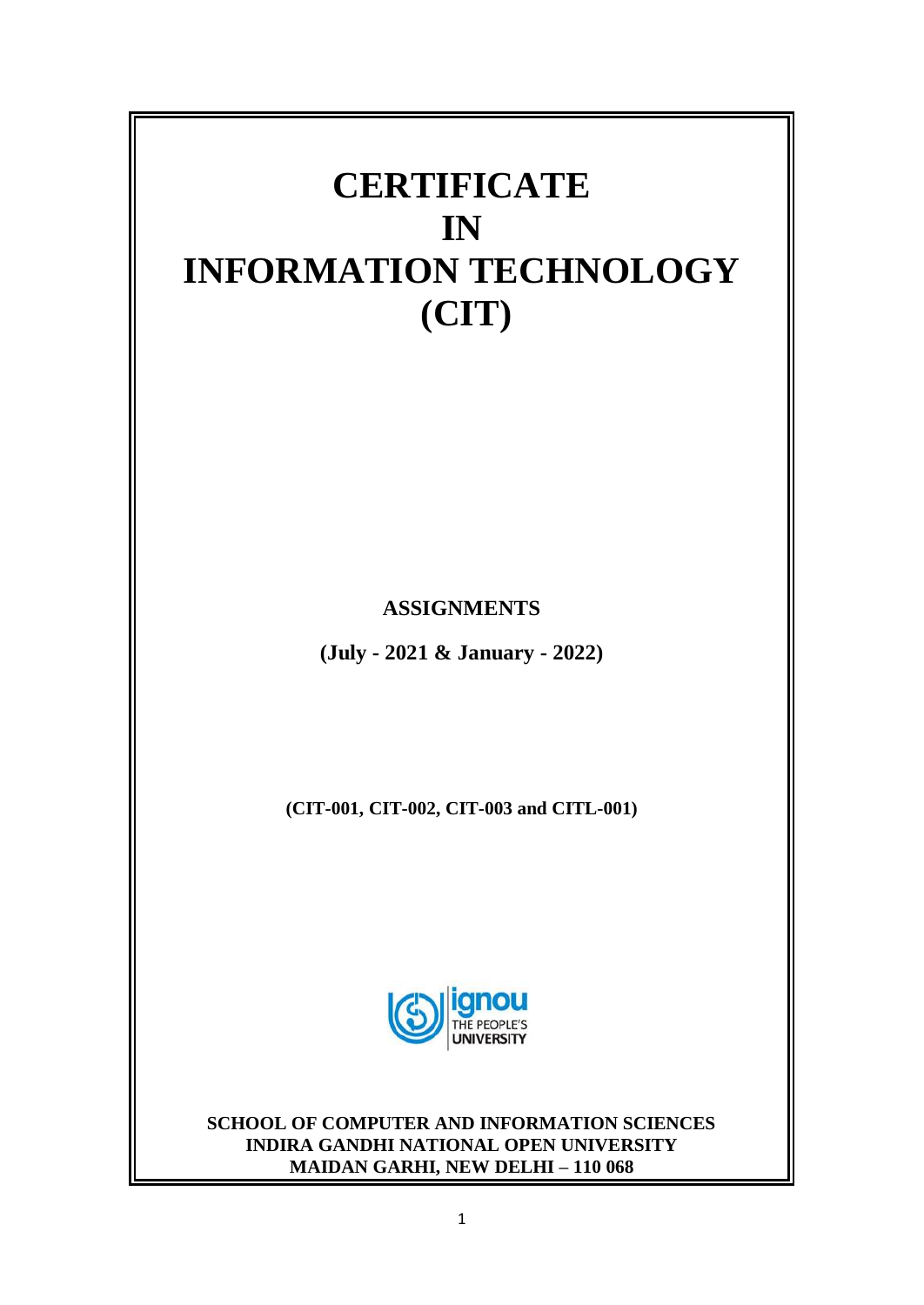# CERTIFICATE IN INFORMATION TECHNOLOGY (CIT)

**ASSIGNMENTS**

**(July - 2021 & January - 2022)**

**(CIT-001, CIT-002, CIT-003 and CITL-001)**

**SCHOOL OF COMPUTER AND INFORMATION SCIENCES**
**INDIRA GANDHI NATIONAL OPEN UNIVERSITY**
**MAIDAN GARHI, NEW DELHI – 110 068**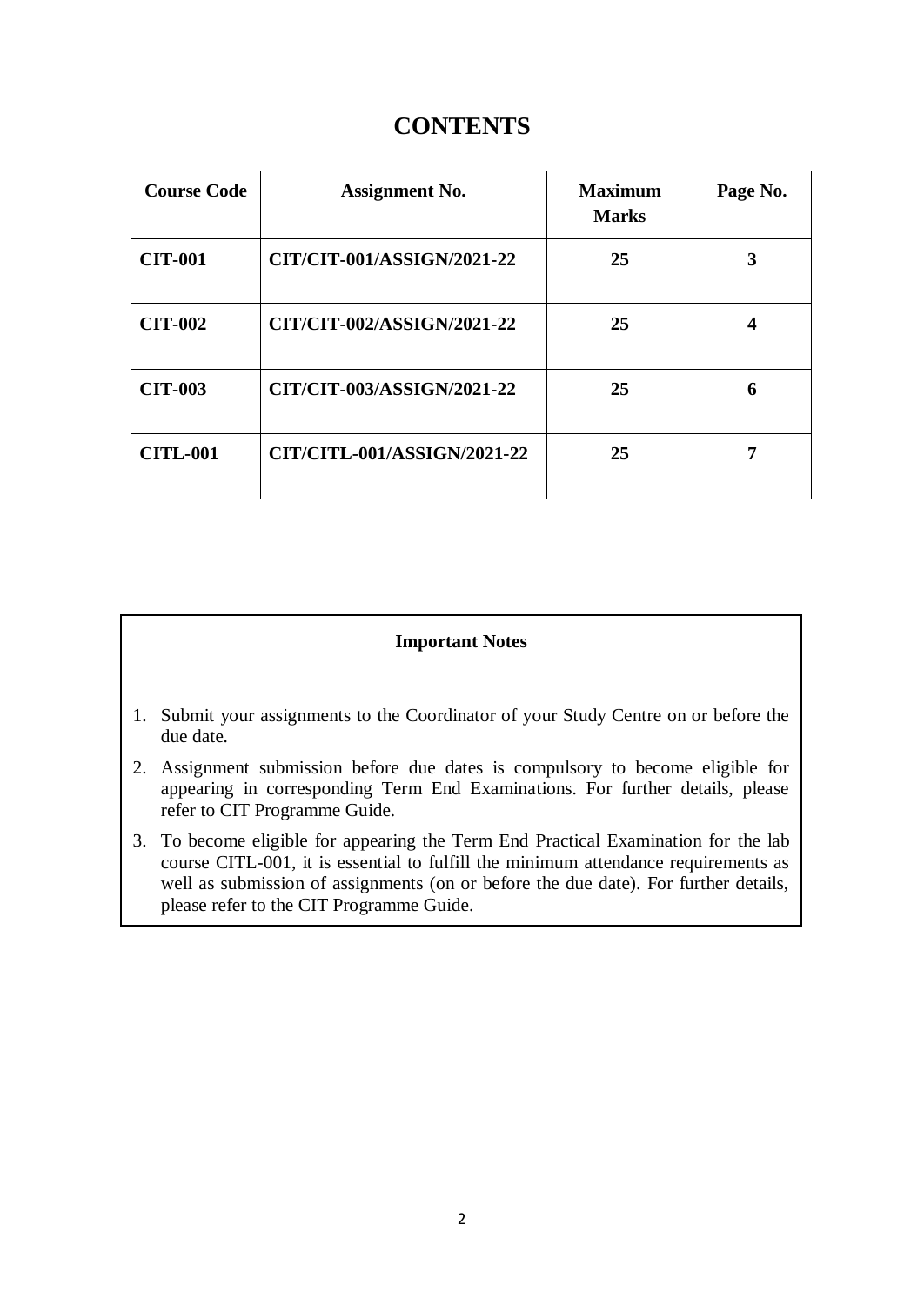# CONTENTS

| Course Code | Assignment No. | Maximum Marks | Page No. |
|---|---|---|---|
| **CIT-001** | **CIT/CIT-001/ASSIGN/2021-22** | **25** | **3** |
| **CIT-002** | **CIT/CIT-002/ASSIGN/2021-22** | **25** | **4** |
| **CIT-003** | **CIT/CIT-003/ASSIGN/2021-22** | **25** | **6** |
| **CITL-001** | **CIT/CITL-001/ASSIGN/2021-22** | **25** | **7** |

**Important Notes**

1. Submit your assignments to the Coordinator of your Study Centre on or before the due date.
2. Assignment submission before due dates is compulsory to become eligible for appearing in corresponding Term End Examinations. For further details, please refer to CIT Programme Guide.
3. To become eligible for appearing the Term End Practical Examination for the lab course CITL-001, it is essential to fulfill the minimum attendance requirements as well as submission of assignments (on or before the due date). For further details, please refer to the CIT Programme Guide.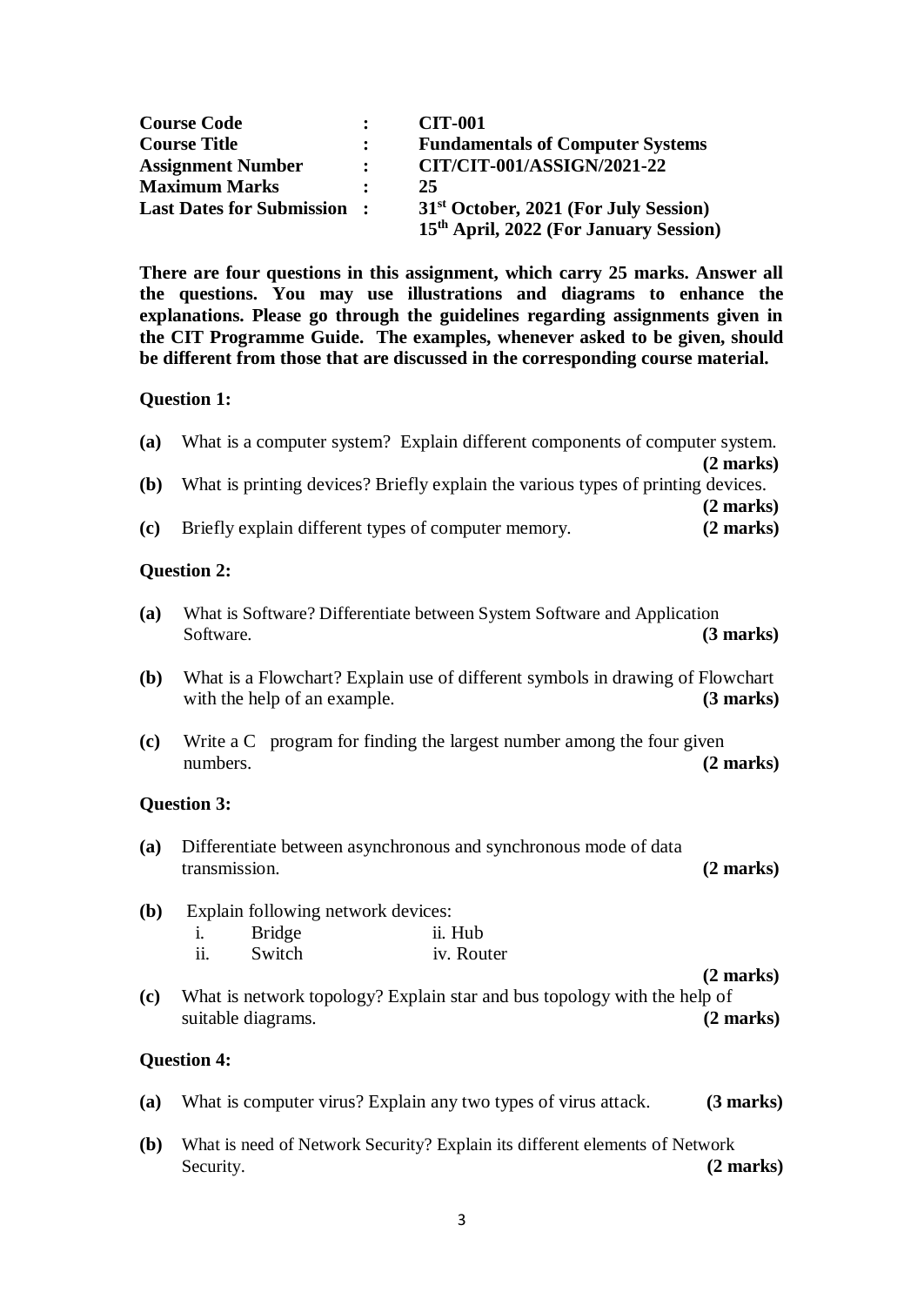| | | |
|---|---|---|
| **Course Code** | **:** | **CIT-001** |
| **Course Title** | **:** | **Fundamentals of Computer Systems** |
| **Assignment Number** | **:** | **CIT/CIT-001/ASSIGN/2021-22** |
| **Maximum Marks** | **:** | **25** |
| **Last Dates for Submission** | **:** | **31st October, 2021 (For July Session)**<br>**15th April, 2022 (For January Session)** |

**There are four questions in this assignment, which carry 25 marks. Answer all the questions. You may use illustrations and diagrams to enhance the explanations. Please go through the guidelines regarding assignments given in the CIT Programme Guide. The examples, whenever asked to be given, should be different from those that are discussed in the corresponding course material.**

**Question 1:**

**(a)** What is a computer system? Explain different components of computer system. **(2 marks)**

**(b)** What is printing devices? Briefly explain the various types of printing devices. **(2 marks)**

**(c)** Briefly explain different types of computer memory. **(2 marks)**

**Question 2:**

**(a)** What is Software? Differentiate between System Software and Application Software. **(3 marks)**

**(b)** What is a Flowchart? Explain use of different symbols in drawing of Flowchart with the help of an example. **(3 marks)**

**(c)** Write a C program for finding the largest number among the four given numbers. **(2 marks)**

**Question 3:**

**(a)** Differentiate between asynchronous and synchronous mode of data transmission. **(2 marks)**

**(b)** Explain following network devices:

i. Bridge  
ii. Hub  
iii. Switch  
iv. Router

**(2 marks)**

**(c)** What is network topology? Explain star and bus topology with the help of suitable diagrams. **(2 marks)**

**Question 4:**

**(a)** What is computer virus? Explain any two types of virus attack. **(3 marks)**

**(b)** What is need of Network Security? Explain its different elements of Network Security. **(2 marks)**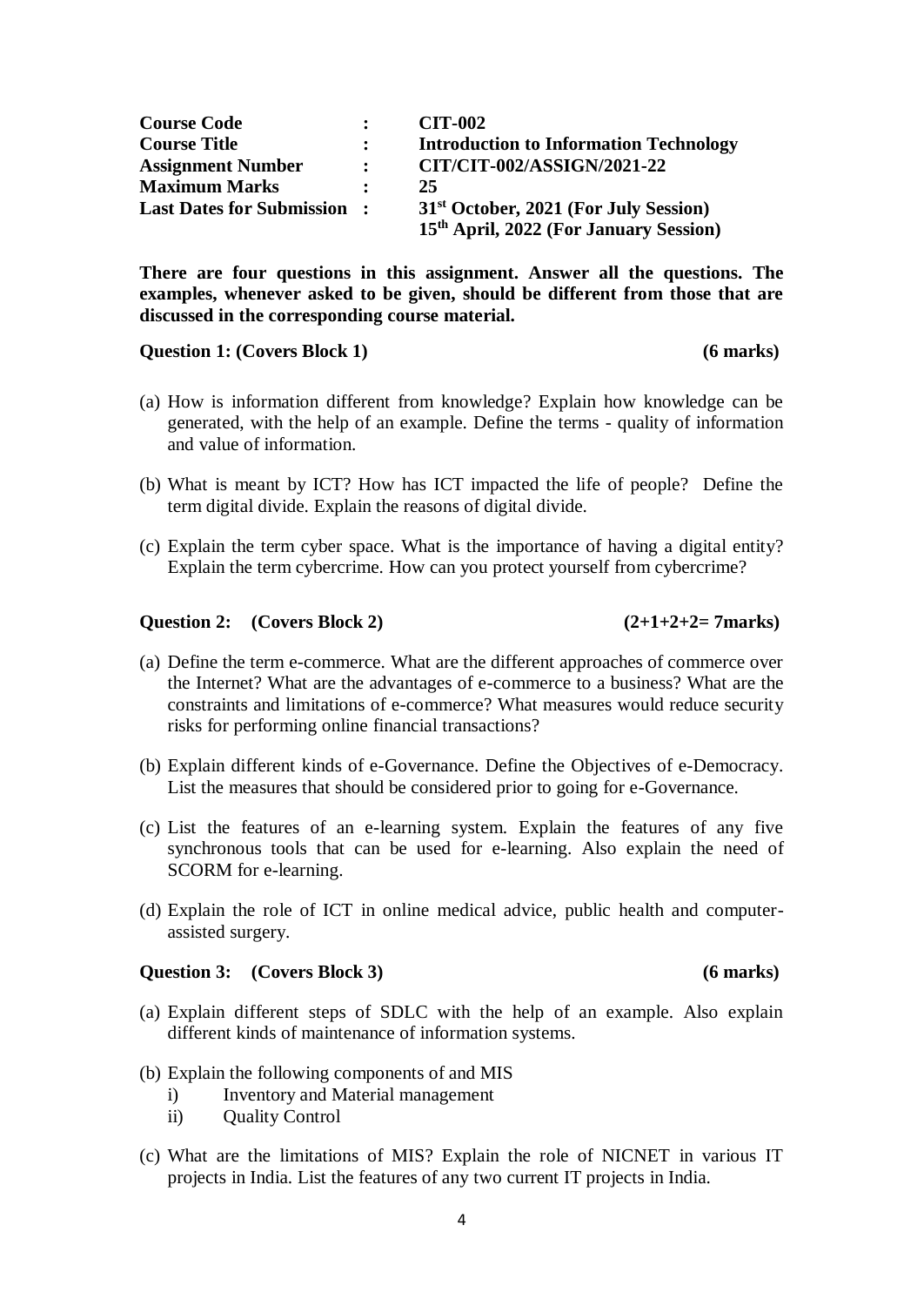| | | |
|---|---|---|
| **Course Code** | **:** | **CIT-002** |
| **Course Title** | **:** | **Introduction to Information Technology** |
| **Assignment Number** | **:** | **CIT/CIT-002/ASSIGN/2021-22** |
| **Maximum Marks** | **:** | **25** |
| **Last Dates for Submission** | **:** | **31st October, 2021 (For July Session)**<br>**15th April, 2022 (For January Session)** |

**There are four questions in this assignment. Answer all the questions. The examples, whenever asked to be given, should be different from those that are discussed in the corresponding course material.**

**Question 1: (Covers Block 1) (6 marks)**

(a) How is information different from knowledge? Explain how knowledge can be generated, with the help of an example. Define the terms - quality of information and value of information.

(b) What is meant by ICT? How has ICT impacted the life of people? Define the term digital divide. Explain the reasons of digital divide.

(c) Explain the term cyber space. What is the importance of having a digital entity? Explain the term cybercrime. How can you protect yourself from cybercrime?

**Question 2: (Covers Block 2) (2+1+2+2= 7marks)**

(a) Define the term e-commerce. What are the different approaches of commerce over the Internet? What are the advantages of e-commerce to a business? What are the constraints and limitations of e-commerce? What measures would reduce security risks for performing online financial transactions?

(b) Explain different kinds of e-Governance. Define the Objectives of e-Democracy. List the measures that should be considered prior to going for e-Governance.

(c) List the features of an e-learning system. Explain the features of any five synchronous tools that can be used for e-learning. Also explain the need of SCORM for e-learning.

(d) Explain the role of ICT in online medical advice, public health and computer-assisted surgery.

**Question 3: (Covers Block 3) (6 marks)**

(a) Explain different steps of SDLC with the help of an example. Also explain different kinds of maintenance of information systems.

(b) Explain the following components of and MIS
   i) Inventory and Material management
   ii) Quality Control

(c) What are the limitations of MIS? Explain the role of NICNET in various IT projects in India. List the features of any two current IT projects in India.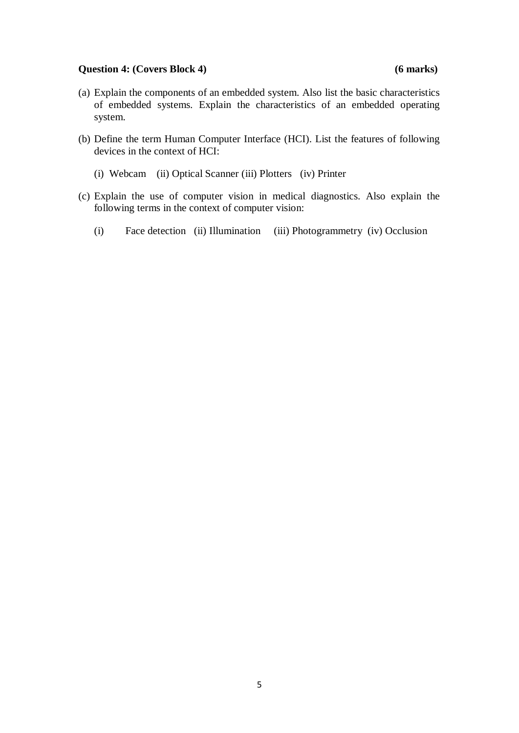**Question 4: (Covers Block 4) (6 marks)**

(a) Explain the components of an embedded system. Also list the basic characteristics of embedded systems. Explain the characteristics of an embedded operating system.

(b) Define the term Human Computer Interface (HCI). List the features of following devices in the context of HCI:

(i) Webcam (ii) Optical Scanner (iii) Plotters (iv) Printer

(c) Explain the use of computer vision in medical diagnostics. Also explain the following terms in the context of computer vision:

(i) Face detection (ii) Illumination (iii) Photogrammetry (iv) Occlusion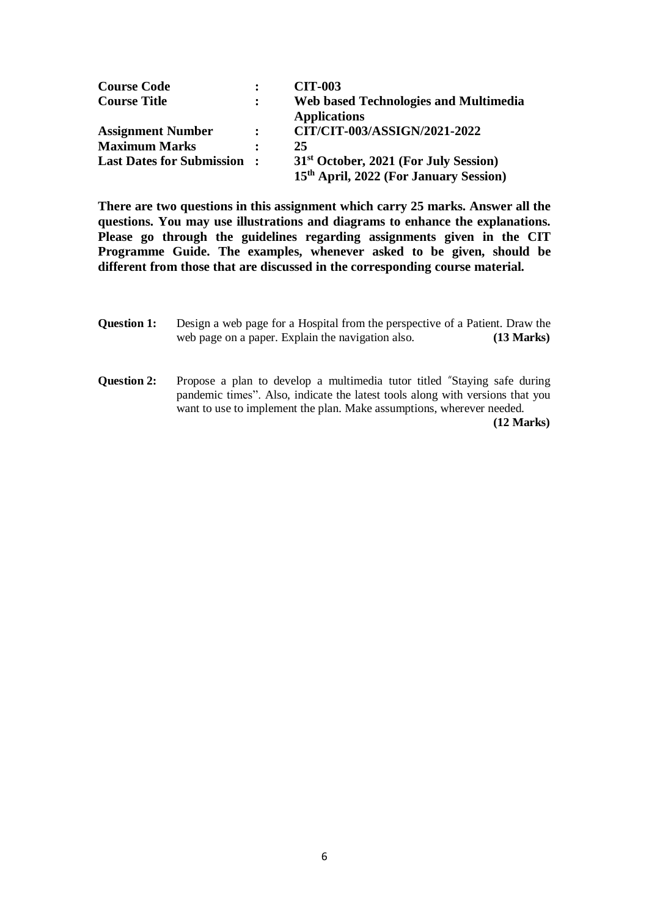| | | |
|---|---|---|
| **Course Code** | **:** | **CIT-003** |
| **Course Title** | **:** | **Web based Technologies and Multimedia Applications** |
| **Assignment Number** | **:** | **CIT/CIT-003/ASSIGN/2021-2022** |
| **Maximum Marks** | **:** | **25** |
| **Last Dates for Submission** | **:** | **31st October, 2021 (For July Session)** <br> **15th April, 2022 (For January Session)** |

**There are two questions in this assignment which carry 25 marks. Answer all the questions. You may use illustrations and diagrams to enhance the explanations. Please go through the guidelines regarding assignments given in the CIT Programme Guide. The examples, whenever asked to be given, should be different from those that are discussed in the corresponding course material.**

**Question 1:** Design a web page for a Hospital from the perspective of a Patient. Draw the web page on a paper. Explain the navigation also. **(13 Marks)**

**Question 2:** Propose a plan to develop a multimedia tutor titled "Staying safe during pandemic times". Also, indicate the latest tools along with versions that you want to use to implement the plan. Make assumptions, wherever needed. **(12 Marks)**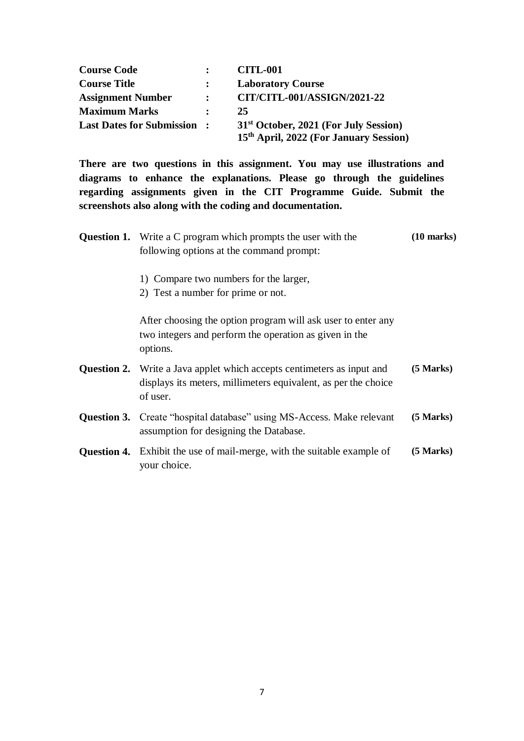| | | |
|---|---|---|
| **Course Code** | **:** | **CITL-001** |
| **Course Title** | **:** | **Laboratory Course** |
| **Assignment Number** | **:** | **CIT/CITL-001/ASSIGN/2021-22** |
| **Maximum Marks** | **:** | **25** |
| **Last Dates for Submission** | **:** | **31st October, 2021 (For July Session)**<br>**15th April, 2022 (For January Session)** |

**There are two questions in this assignment. You may use illustrations and diagrams to enhance the explanations. Please go through the guidelines regarding assignments given in the CIT Programme Guide. Submit the screenshots also along with the coding and documentation.**

**Question 1.** Write a C program which prompts the user with the following options at the command prompt: **(10 marks)**

1) Compare two numbers for the larger,
2) Test a number for prime or not.

After choosing the option program will ask user to enter any two integers and perform the operation as given in the options.

**Question 2.** Write a Java applet which accepts centimeters as input and displays its meters, millimeters equivalent, as per the choice of user. **(5 Marks)**

**Question 3.** Create "hospital database" using MS-Access. Make relevant assumption for designing the Database. **(5 Marks)**

**Question 4.** Exhibit the use of mail-merge, with the suitable example of your choice. **(5 Marks)**